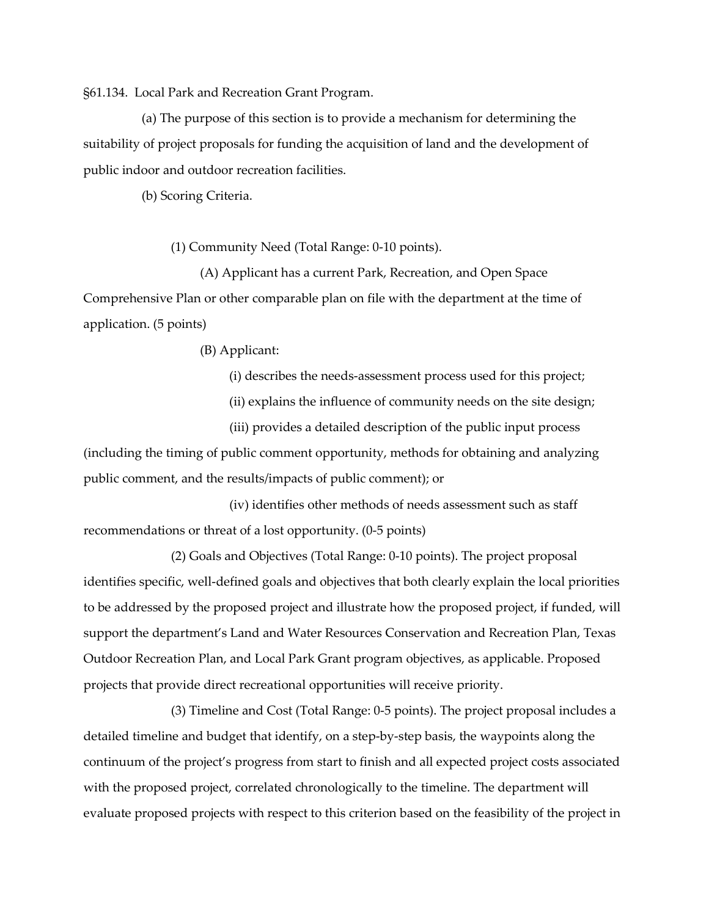§61.134. Local Park and Recreation Grant Program.

(a) The purpose of this section is to provide a mechanism for determining the suitability of project proposals for funding the acquisition of land and the development of public indoor and outdoor recreation facilities.

(b) Scoring Criteria.

(1) Community Need (Total Range: 0-10 points).

(A) Applicant has a current Park, Recreation, and Open Space Comprehensive Plan or other comparable plan on file with the department at the time of application. (5 points)

(B) Applicant:

(i) describes the needs-assessment process used for this project;

(ii) explains the influence of community needs on the site design;

(iii) provides a detailed description of the public input process (including the timing of public comment opportunity, methods for obtaining and analyzing public comment, and the results/impacts of public comment); or

(iv) identifies other methods of needs assessment such as staff recommendations or threat of a lost opportunity. (0-5 points)

(2) Goals and Objectives (Total Range: 0-10 points). The project proposal identifies specific, well-defined goals and objectives that both clearly explain the local priorities to be addressed by the proposed project and illustrate how the proposed project, if funded, will support the department's Land and Water Resources Conservation and Recreation Plan, Texas Outdoor Recreation Plan, and Local Park Grant program objectives, as applicable. Proposed projects that provide direct recreational opportunities will receive priority.

(3) Timeline and Cost (Total Range: 0-5 points). The project proposal includes a detailed timeline and budget that identify, on a step-by-step basis, the waypoints along the continuum of the project's progress from start to finish and all expected project costs associated with the proposed project, correlated chronologically to the timeline. The department will evaluate proposed projects with respect to this criterion based on the feasibility of the project in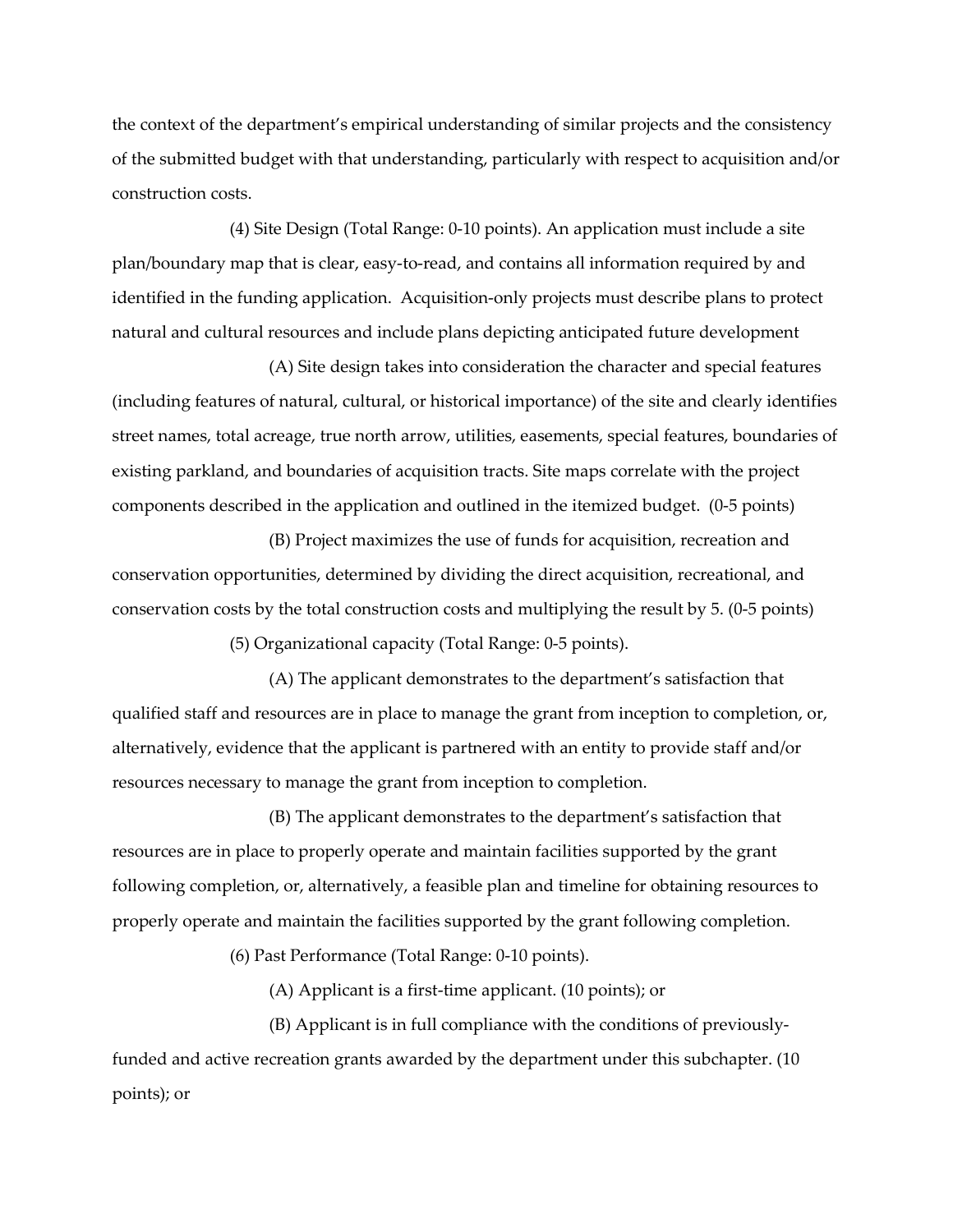the context of the department's empirical understanding of similar projects and the consistency of the submitted budget with that understanding, particularly with respect to acquisition and/or construction costs.

(4) Site Design (Total Range: 0-10 points). An application must include a site plan/boundary map that is clear, easy-to-read, and contains all information required by and identified in the funding application. Acquisition-only projects must describe plans to protect natural and cultural resources and include plans depicting anticipated future development

(A) Site design takes into consideration the character and special features (including features of natural, cultural, or historical importance) of the site and clearly identifies street names, total acreage, true north arrow, utilities, easements, special features, boundaries of existing parkland, and boundaries of acquisition tracts. Site maps correlate with the project components described in the application and outlined in the itemized budget. (0-5 points)

(B) Project maximizes the use of funds for acquisition, recreation and conservation opportunities, determined by dividing the direct acquisition, recreational, and conservation costs by the total construction costs and multiplying the result by 5. (0-5 points)

(5) Organizational capacity (Total Range: 0-5 points).

(A) The applicant demonstrates to the department's satisfaction that qualified staff and resources are in place to manage the grant from inception to completion, or, alternatively, evidence that the applicant is partnered with an entity to provide staff and/or resources necessary to manage the grant from inception to completion.

(B) The applicant demonstrates to the department's satisfaction that resources are in place to properly operate and maintain facilities supported by the grant following completion, or, alternatively, a feasible plan and timeline for obtaining resources to properly operate and maintain the facilities supported by the grant following completion.

(6) Past Performance (Total Range: 0-10 points).

(A) Applicant is a first-time applicant. (10 points); or

(B) Applicant is in full compliance with the conditions of previously-funded and active recreation grants awarded by the department under this subchapter. (10 points); or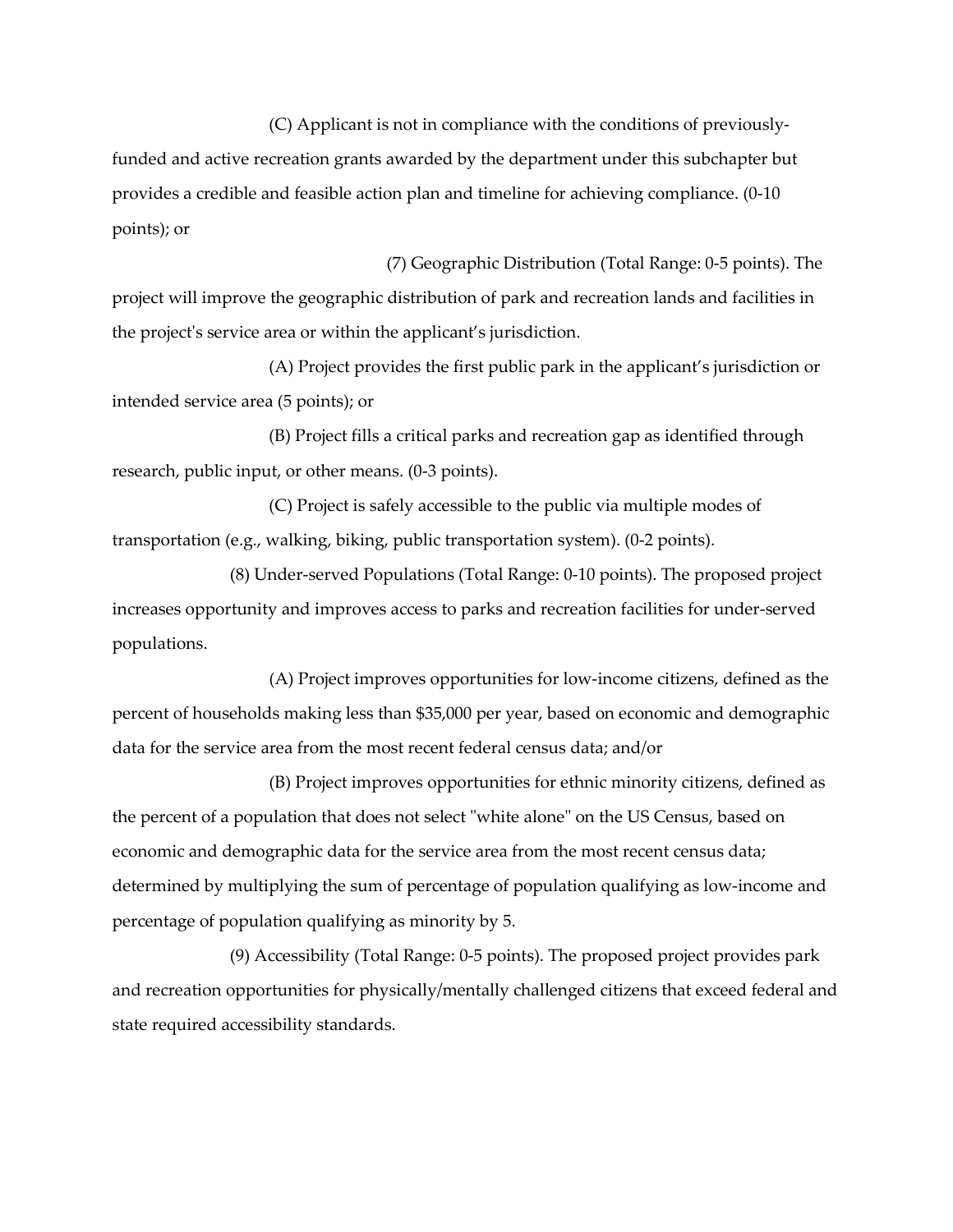(C) Applicant is not in compliance with the conditions of previously-funded and active recreation grants awarded by the department under this subchapter but provides a credible and feasible action plan and timeline for achieving compliance. (0-10 points); or

(7) Geographic Distribution (Total Range: 0-5 points). The project will improve the geographic distribution of park and recreation lands and facilities in the project's service area or within the applicant's jurisdiction.

(A) Project provides the first public park in the applicant's jurisdiction or intended service area (5 points); or

(B) Project fills a critical parks and recreation gap as identified through research, public input, or other means. (0-3 points).

(C) Project is safely accessible to the public via multiple modes of transportation (e.g., walking, biking, public transportation system). (0-2 points).

(8) Under-served Populations (Total Range: 0-10 points). The proposed project increases opportunity and improves access to parks and recreation facilities for under-served populations.

(A) Project improves opportunities for low-income citizens, defined as the percent of households making less than $35,000 per year, based on economic and demographic data for the service area from the most recent federal census data; and/or

(B) Project improves opportunities for ethnic minority citizens, defined as the percent of a population that does not select "white alone" on the US Census, based on economic and demographic data for the service area from the most recent census data; determined by multiplying the sum of percentage of population qualifying as low-income and percentage of population qualifying as minority by 5.

(9) Accessibility (Total Range: 0-5 points). The proposed project provides park and recreation opportunities for physically/mentally challenged citizens that exceed federal and state required accessibility standards.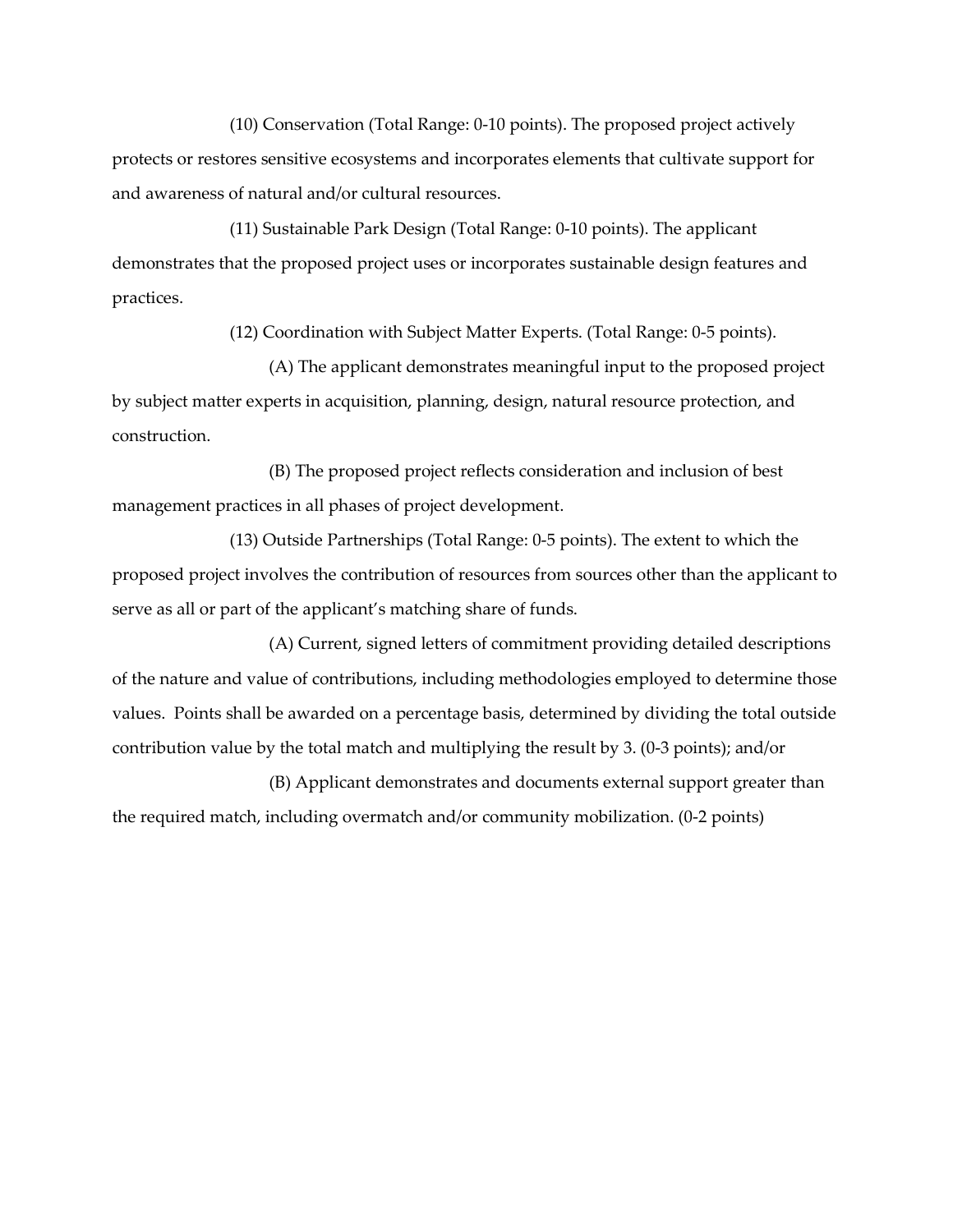(10) Conservation (Total Range: 0-10 points). The proposed project actively protects or restores sensitive ecosystems and incorporates elements that cultivate support for and awareness of natural and/or cultural resources.

(11) Sustainable Park Design (Total Range: 0-10 points). The applicant demonstrates that the proposed project uses or incorporates sustainable design features and practices.

(12) Coordination with Subject Matter Experts. (Total Range: 0-5 points).

(A) The applicant demonstrates meaningful input to the proposed project by subject matter experts in acquisition, planning, design, natural resource protection, and construction.

(B) The proposed project reflects consideration and inclusion of best management practices in all phases of project development.

(13) Outside Partnerships (Total Range: 0-5 points). The extent to which the proposed project involves the contribution of resources from sources other than the applicant to serve as all or part of the applicant's matching share of funds.

(A) Current, signed letters of commitment providing detailed descriptions of the nature and value of contributions, including methodologies employed to determine those values. Points shall be awarded on a percentage basis, determined by dividing the total outside contribution value by the total match and multiplying the result by 3. (0-3 points); and/or

(B) Applicant demonstrates and documents external support greater than the required match, including overmatch and/or community mobilization. (0-2 points)